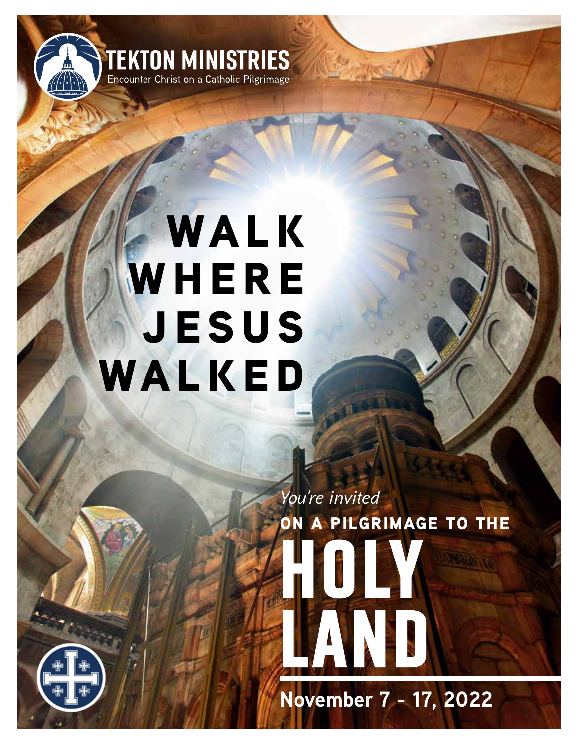**TEKTON MINISTRIES**

Encounter Christ on a Catholic Pilgrimage

# WALK WHERE JESUS WALKED

*You're invited*

**ON A PILGRIMAGE TO THE**

# HOLY LAND

**November 7 - 17, 2022**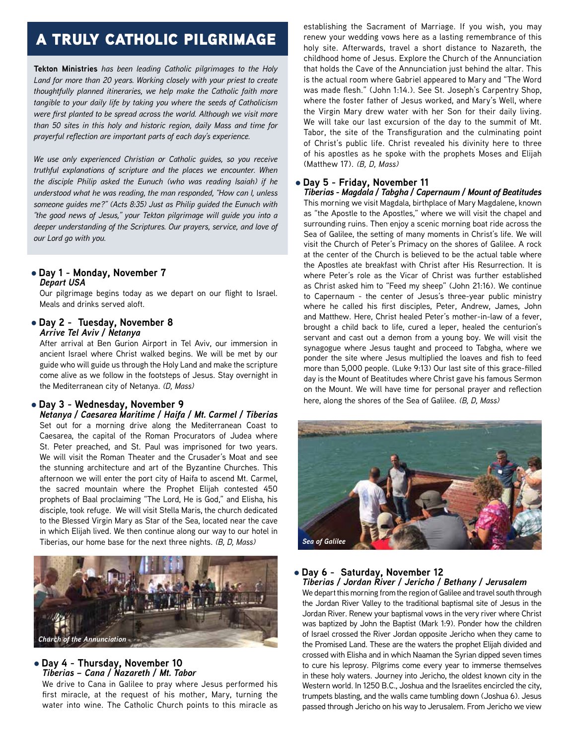# A TRULY CATHOLIC PILGRIMAGE

**Tekton Ministries** *has been leading Catholic pilgrimages to the Holy Land for more than 20 years. Working closely with your priest to create thoughtfully planned itineraries, we help make the Catholic faith more tangible to your daily life by taking you where the seeds of Catholicism were first planted to be spread across the world. Although we visit more than 50 sites in this holy and historic region, daily Mass and time for prayerful reflection are important parts of each day's experience.*

*We use only experienced Christian or Catholic guides, so you receive truthful explanations of scripture and the places we encounter. When the disciple Philip asked the Eunuch (who was reading Isaiah) if he understood what he was reading, the man responded, "How can I, unless someone guides me?" (Acts 8:35) Just as Philip guided the Eunuch with "the good news of Jesus," your Tekton pilgrimage will guide you into a deeper understanding of the Scriptures. Our prayers, service, and love of our Lord go with you.*

- **Day 1 - Monday, November 7**
  ***Depart USA***
  Our pilgrimage begins today as we depart on our flight to Israel. Meals and drinks served aloft.

- **Day 2 - Tuesday, November 8**
  ***Arrive Tel Aviv / Netanya***
  After arrival at Ben Gurion Airport in Tel Aviv, our immersion in ancient Israel where Christ walked begins. We will be met by our guide who will guide us through the Holy Land and make the scripture come alive as we follow in the footsteps of Jesus. Stay overnight in the Mediterranean city of Netanya. *(D, Mass)*

- **Day 3 - Wednesday, November 9**
  ***Netanya / Caesarea Maritime / Haifa / Mt. Carmel / Tiberias***
  Set out for a morning drive along the Mediterranean Coast to Caesarea, the capital of the Roman Procurators of Judea where St. Peter preached, and St. Paul was imprisoned for two years. We will visit the Roman Theater and the Crusader's Moat and see the stunning architecture and art of the Byzantine Churches. This afternoon we will enter the port city of Haifa to ascend Mt. Carmel, the sacred mountain where the Prophet Elijah contested 450 prophets of Baal proclaiming "The Lord, He is God," and Elisha, his disciple, took refuge. We will visit Stella Maris, the church dedicated to the Blessed Virgin Mary as Star of the Sea, located near the cave in which Elijah lived. We then continue along our way to our hotel in Tiberias, our home base for the next three nights. *(B, D, Mass)*

*Church of the Annunciation*

- **Day 4 - Thursday, November 10**
  ***Tiberias – Cana / Nazareth / Mt. Tabor***
  We drive to Cana in Galilee to pray where Jesus performed his first miracle, at the request of his mother, Mary, turning the water into wine. The Catholic Church points to this miracle as establishing the Sacrament of Marriage. If you wish, you may renew your wedding vows here as a lasting remembrance of this holy site. Afterwards, travel a short distance to Nazareth, the childhood home of Jesus. Explore the Church of the Annunciation that holds the Cave of the Annunciation just behind the altar. This is the actual room where Gabriel appeared to Mary and "The Word was made flesh." (John 1:14.). See St. Joseph's Carpentry Shop, where the foster father of Jesus worked, and Mary's Well, where the Virgin Mary drew water with her Son for their daily living. We will take our last excursion of the day to the summit of Mt. Tabor, the site of the Transfiguration and the culminating point of Christ's public life. Christ revealed his divinity here to three of his apostles as he spoke with the prophets Moses and Elijah (Matthew 17). *(B, D, Mass)*

- **Day 5 - Friday, November 11**
  ***Tiberias - Magdala / Tabgha / Capernaum / Mount of Beatitudes***
  This morning we visit Magdala, birthplace of Mary Magdalene, known as "the Apostle to the Apostles," where we will visit the chapel and surrounding ruins. Then enjoy a scenic morning boat ride across the Sea of Galilee, the setting of many moments in Christ's life. We will visit the Church of Peter's Primacy on the shores of Galilee. A rock at the center of the Church is believed to be the actual table where the Apostles ate breakfast with Christ after His Resurrection. It is where Peter's role as the Vicar of Christ was further established as Christ asked him to "Feed my sheep" (John 21:16). We continue to Capernaum - the center of Jesus's three-year public ministry where he called his first disciples, Peter, Andrew, James, John and Matthew. Here, Christ healed Peter's mother-in-law of a fever, brought a child back to life, cured a leper, healed the centurion's servant and cast out a demon from a young boy. We will visit the synagogue where Jesus taught and proceed to Tabgha, where we ponder the site where Jesus multiplied the loaves and fish to feed more than 5,000 people. (Luke 9:13) Our last site of this grace-filled day is the Mount of Beatitudes where Christ gave his famous Sermon on the Mount. We will have time for personal prayer and reflection here, along the shores of the Sea of Galilee. *(B, D, Mass)*

*Sea of Galilee*

- **Day 6 - Saturday, November 12**
  ***Tiberias / Jordan River / Jericho / Bethany / Jerusalem***
  We depart this morning from the region of Galilee and travel south through the Jordan River Valley to the traditional baptismal site of Jesus in the Jordan River. Renew your baptismal vows in the very river where Christ was baptized by John the Baptist (Mark 1:9). Ponder how the children of Israel crossed the River Jordan opposite Jericho when they came to the Promised Land. These are the waters the prophet Elijah divided and crossed with Elisha and in which Naaman the Syrian dipped seven times to cure his leprosy. Pilgrims come every year to immerse themselves in these holy waters. Journey into Jericho, the oldest known city in the Western world. In 1250 B.C., Joshua and the Israelites encircled the city, trumpets blasting, and the walls came tumbling down (Joshua 6). Jesus passed through Jericho on his way to Jerusalem. From Jericho we view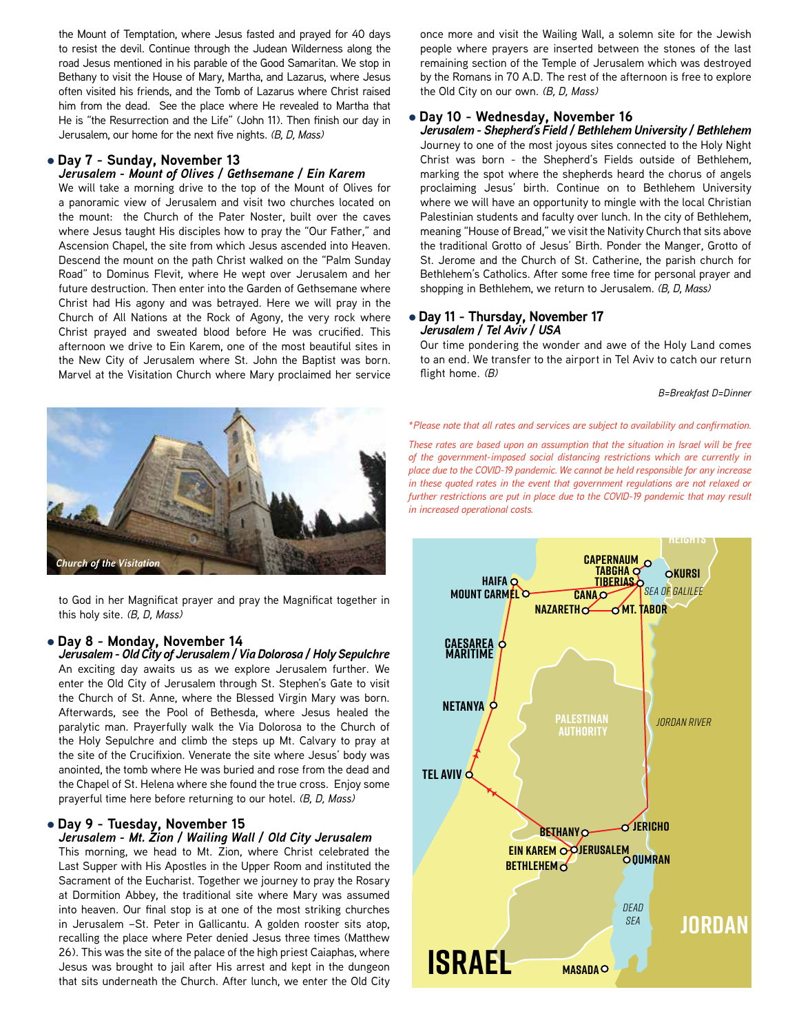the Mount of Temptation, where Jesus fasted and prayed for 40 days to resist the devil. Continue through the Judean Wilderness along the road Jesus mentioned in his parable of the Good Samaritan. We stop in Bethany to visit the House of Mary, Martha, and Lazarus, where Jesus often visited his friends, and the Tomb of Lazarus where Christ raised him from the dead. See the place where He revealed to Martha that He is "the Resurrection and the Life" (John 11). Then finish our day in Jerusalem, our home for the next five nights. *(B, D, Mass)*

### • Day 7 - Sunday, November 13
***Jerusalem - Mount of Olives / Gethsemane / Ein Karem***

We will take a morning drive to the top of the Mount of Olives for a panoramic view of Jerusalem and visit two churches located on the mount: the Church of the Pater Noster, built over the caves where Jesus taught His disciples how to pray the "Our Father," and Ascension Chapel, the site from which Jesus ascended into Heaven. Descend the mount on the path Christ walked on the "Palm Sunday Road" to Dominus Flevit, where He wept over Jerusalem and her future destruction. Then enter into the Garden of Gethsemane where Christ had His agony and was betrayed. Here we will pray in the Church of All Nations at the Rock of Agony, the very rock where Christ prayed and sweated blood before He was crucified. This afternoon we drive to Ein Karem, one of the most beautiful sites in the New City of Jerusalem where St. John the Baptist was born. Marvel at the Visitation Church where Mary proclaimed her service to God in her Magnificat prayer and pray the Magnificat together in this holy site. *(B, D, Mass)*

*Church of the Visitation*

### • Day 8 - Monday, November 14
***Jerusalem - Old City of Jerusalem / Via Dolorosa / Holy Sepulchre***

An exciting day awaits us as we explore Jerusalem further. We enter the Old City of Jerusalem through St. Stephen's Gate to visit the Church of St. Anne, where the Blessed Virgin Mary was born. Afterwards, see the Pool of Bethesda, where Jesus healed the paralytic man. Prayerfully walk the Via Dolorosa to the Church of the Holy Sepulchre and climb the steps up Mt. Calvary to pray at the site of the Crucifixion. Venerate the site where Jesus' body was anointed, the tomb where He was buried and rose from the dead and the Chapel of St. Helena where she found the true cross. Enjoy some prayerful time here before returning to our hotel. *(B, D, Mass)*

### • Day 9 - Tuesday, November 15
***Jerusalem - Mt. Zion / Wailing Wall / Old City Jerusalem***

This morning, we head to Mt. Zion, where Christ celebrated the Last Supper with His Apostles in the Upper Room and instituted the Sacrament of the Eucharist. Together we journey to pray the Rosary at Dormition Abbey, the traditional site where Mary was assumed into heaven. Our final stop is at one of the most striking churches in Jerusalem –St. Peter in Gallicantu. A golden rooster sits atop, recalling the place where Peter denied Jesus three times (Matthew 26). This was the site of the palace of the high priest Caiaphas, where Jesus was brought to jail after His arrest and kept in the dungeon that sits underneath the Church. After lunch, we enter the Old City once more and visit the Wailing Wall, a solemn site for the Jewish people where prayers are inserted between the stones of the last remaining section of the Temple of Jerusalem which was destroyed by the Romans in 70 A.D. The rest of the afternoon is free to explore the Old City on our own. *(B, D, Mass)*

### • Day 10 - Wednesday, November 16
***Jerusalem - Shepherd's Field / Bethlehem University / Bethlehem***

Journey to one of the most joyous sites connected to the Holy Night Christ was born - the Shepherd's Fields outside of Bethlehem, marking the spot where the shepherds heard the chorus of angels proclaiming Jesus' birth. Continue on to Bethlehem University where we will have an opportunity to mingle with the local Christian Palestinian students and faculty over lunch. In the city of Bethlehem, meaning "House of Bread," we visit the Nativity Church that sits above the traditional Grotto of Jesus' Birth. Ponder the Manger, Grotto of St. Jerome and the Church of St. Catherine, the parish church for Bethlehem's Catholics. After some free time for personal prayer and shopping in Bethlehem, we return to Jerusalem. *(B, D, Mass)*

### • Day 11 - Thursday, November 17
***Jerusalem / Tel Aviv / USA***

Our time pondering the wonder and awe of the Holy Land comes to an end. We transfer to the airport in Tel Aviv to catch our return flight home. *(B)*

*B=Breakfast D=Dinner*

*\*Please note that all rates and services are subject to availability and confirmation.*

*These rates are based upon an assumption that the situation in Israel will be free of the government-imposed social distancing restrictions which are currently in place due to the COVID-19 pandemic. We cannot be held responsible for any increase in these quoted rates in the event that government regulations are not relaxed or further restrictions are put in place due to the COVID-19 pandemic that may result in increased operational costs.*

HEIGHTS
CAPERNAUM
TABGHA
TIBERIAS
KURSI
SEA OF GALILEE
HAIFA
MOUNT CARMEL
CANA
NAZARETH
MT. TABOR
CAESAREA MARITIME
NETANYA
PALESTINIAN AUTHORITY
JORDAN RIVER
TEL AVIV
BETHANY
JERICHO
EIN KAREM
JERUSALEM
QUMRAN
BETHLEHEM
DEAD SEA
JORDAN
ISRAEL
MASADA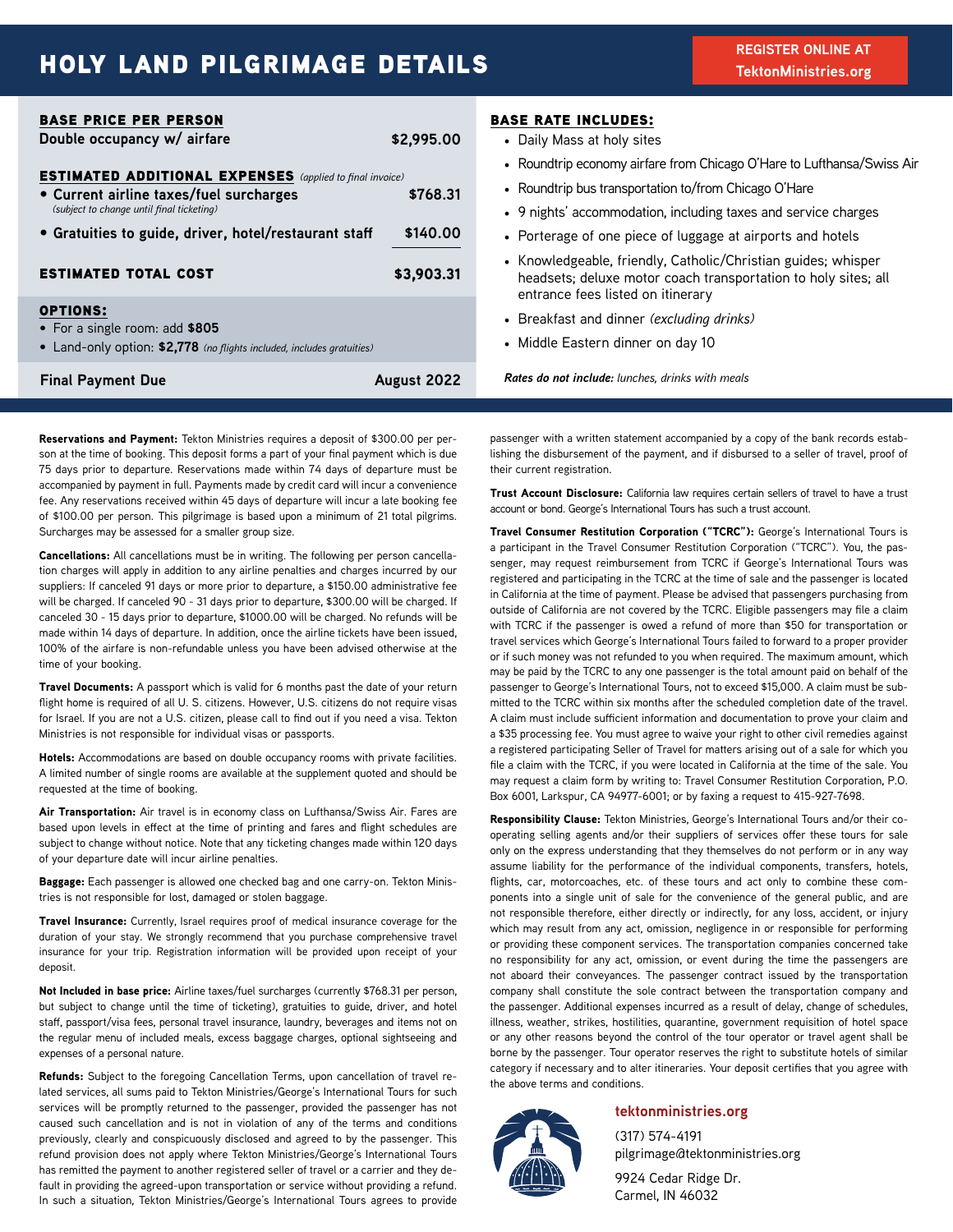# HOLY LAND PILGRIMAGE DETAILS

**REGISTER ONLINE AT TektonMinistries.org**

## BASE PRICE PER PERSON

| | |
|---|---|
| **Double occupancy w/ airfare** | **$2,995.00** |

**ESTIMATED ADDITIONAL EXPENSES** *(applied to final invoice)*

| | |
|---|---|
| • **Current airline taxes/fuel surcharges** *(subject to change until final ticketing)* | **$768.31** |
| • **Gratuities to guide, driver, hotel/restaurant staff** | **$140.00** |
| **ESTIMATED TOTAL COST** | **$3,903.31** |

**OPTIONS:**

- For a single room: add **$805**
- Land-only option: **$2,778** *(no flights included, includes gratuities)*

| | |
|---|---|
| **Final Payment Due** | **August 2022** |

## BASE RATE INCLUDES:

- Daily Mass at holy sites
- Roundtrip economy airfare from Chicago O'Hare to Lufthansa/Swiss Air
- Roundtrip bus transportation to/from Chicago O'Hare
- 9 nights' accommodation, including taxes and service charges
- Porterage of one piece of luggage at airports and hotels
- Knowledgeable, friendly, Catholic/Christian guides; whisper headsets; deluxe motor coach transportation to holy sites; all entrance fees listed on itinerary
- Breakfast and dinner *(excluding drinks)*
- Middle Eastern dinner on day 10

***Rates do not include:*** *lunches, drinks with meals*

**Reservations and Payment:** Tekton Ministries requires a deposit of $300.00 per person at the time of booking. This deposit forms a part of your final payment which is due 75 days prior to departure. Reservations made within 74 days of departure must be accompanied by payment in full. Payments made by credit card will incur a convenience fee. Any reservations received within 45 days of departure will incur a late booking fee of $100.00 per person. This pilgrimage is based upon a minimum of 21 total pilgrims. Surcharges may be assessed for a smaller group size.

**Cancellations:** All cancellations must be in writing. The following per person cancellation charges will apply in addition to any airline penalties and charges incurred by our suppliers: If canceled 91 days or more prior to departure, a $150.00 administrative fee will be charged. If canceled 90 - 31 days prior to departure, $300.00 will be charged. If canceled 30 - 15 days prior to departure, $1000.00 will be charged. No refunds will be made within 14 days of departure. In addition, once the airline tickets have been issued, 100% of the airfare is non-refundable unless you have been advised otherwise at the time of your booking.

**Travel Documents:** A passport which is valid for 6 months past the date of your return flight home is required of all U. S. citizens. However, U.S. citizens do not require visas for Israel. If you are not a U.S. citizen, please call to find out if you need a visa. Tekton Ministries is not responsible for individual visas or passports.

**Hotels:** Accommodations are based on double occupancy rooms with private facilities. A limited number of single rooms are available at the supplement quoted and should be requested at the time of booking.

**Air Transportation:** Air travel is in economy class on Lufthansa/Swiss Air. Fares are based upon levels in effect at the time of printing and fares and flight schedules are subject to change without notice. Note that any ticketing changes made within 120 days of your departure date will incur airline penalties.

**Baggage:** Each passenger is allowed one checked bag and one carry-on. Tekton Ministries is not responsible for lost, damaged or stolen baggage.

**Travel Insurance:** Currently, Israel requires proof of medical insurance coverage for the duration of your stay. We strongly recommend that you purchase comprehensive travel insurance for your trip. Registration information will be provided upon receipt of your deposit.

**Not Included in base price:** Airline taxes/fuel surcharges (currently $768.31 per person, but subject to change until the time of ticketing), gratuities to guide, driver, and hotel staff, passport/visa fees, personal travel insurance, laundry, beverages and items not on the regular menu of included meals, excess baggage charges, optional sightseeing and expenses of a personal nature.

**Refunds:** Subject to the foregoing Cancellation Terms, upon cancellation of travel related services, all sums paid to Tekton Ministries/George's International Tours for such services will be promptly returned to the passenger, provided the passenger has not caused such cancellation and is not in violation of any of the terms and conditions previously, clearly and conspicuously disclosed and agreed to by the passenger. This refund provision does not apply where Tekton Ministries/George's International Tours has remitted the payment to another registered seller of travel or a carrier and they default in providing the agreed-upon transportation or service without providing a refund. In such a situation, Tekton Ministries/George's International Tours agrees to provide passenger with a written statement accompanied by a copy of the bank records establishing the disbursement of the payment, and if disbursed to a seller of travel, proof of their current registration.

**Trust Account Disclosure:** California law requires certain sellers of travel to have a trust account or bond. George's International Tours has such a trust account.

**Travel Consumer Restitution Corporation ("TCRC"):** George's International Tours is a participant in the Travel Consumer Restitution Corporation ("TCRC"). You, the passenger, may request reimbursement from TCRC if George's International Tours was registered and participating in the TCRC at the time of sale and the passenger is located in California at the time of payment. Please be advised that passengers purchasing from outside of California are not covered by the TCRC. Eligible passengers may file a claim with TCRC if the passenger is owed a refund of more than $50 for transportation or travel services which George's International Tours failed to forward to a proper provider or if such money was not refunded to you when required. The maximum amount, which may be paid by the TCRC to any one passenger is the total amount paid on behalf of the passenger to George's International Tours, not to exceed $15,000. A claim must be submitted to the TCRC within six months after the scheduled completion date of the travel. A claim must include sufficient information and documentation to prove your claim and a $35 processing fee. You must agree to waive your right to other civil remedies against a registered participating Seller of Travel for matters arising out of a sale for which you file a claim with the TCRC, if you were located in California at the time of the sale. You may request a claim form by writing to: Travel Consumer Restitution Corporation, P.O. Box 6001, Larkspur, CA 94977-6001; or by faxing a request to 415-927-7698.

**Responsibility Clause:** Tekton Ministries, George's International Tours and/or their cooperating selling agents and/or their suppliers of services offer these tours for sale only on the express understanding that they themselves do not perform or in any way assume liability for the performance of the individual components, transfers, hotels, flights, car, motorcoaches, etc. of these tours and act only to combine these components into a single unit of sale for the convenience of the general public, and are not responsible therefore, either directly or indirectly, for any loss, accident, or injury which may result from any act, omission, negligence in or responsible for performing or providing these component services. The transportation companies concerned take no responsibility for any act, omission, or event during the time the passengers are not aboard their conveyances. The passenger contract issued by the transportation company shall constitute the sole contract between the transportation company and the passenger. Additional expenses incurred as a result of delay, change of schedules, illness, weather, strikes, hostilities, quarantine, government requisition of hotel space or any other reasons beyond the control of the tour operator or travel agent shall be borne by the passenger. Tour operator reserves the right to substitute hotels of similar category if necessary and to alter itineraries. Your deposit certifies that you agree with the above terms and conditions.

**tektonministries.org**

(317) 574-4191
pilgrimage@tektonministries.org

9924 Cedar Ridge Dr.
Carmel, IN 46032